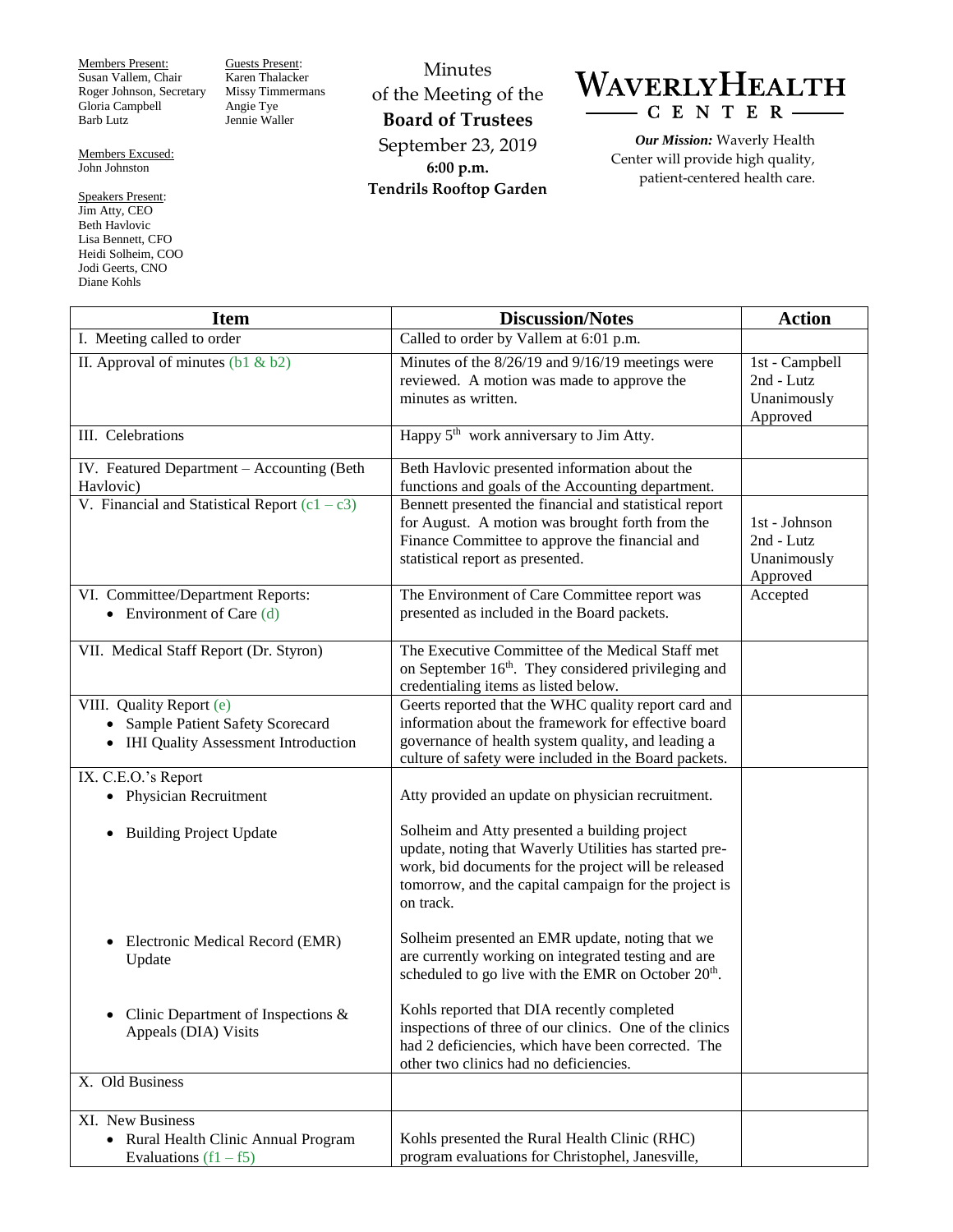Members Present:
Susan Vallem, Chair
Roger Johnson, Secretary
Gloria Campbell
Barb Lutz

Members Excused:
John Johnston

Speakers Present:
Jim Atty, CEO
Beth Havlovic
Lisa Bennett, CFO
Heidi Solheim, COO
Jodi Geerts, CNO
Diane Kohls

Guests Present:
Karen Thalacker
Missy Timmermans
Angie Tye
Jennie Waller

Minutes
of the Meeting of the
**Board of Trustees**
September 23, 2019
**6:00 p.m.**
**Tendrils Rooftop Garden**

**WAVERLYHEALTH CENTER**

***Our Mission:*** Waverly Health Center will provide high quality, patient-centered health care.

| Item | Discussion/Notes | Action |
|---|---|---|
| I. Meeting called to order | Called to order by Vallem at 6:01 p.m. | |
| II. Approval of minutes (b1 & b2) | Minutes of the 8/26/19 and 9/16/19 meetings were reviewed. A motion was made to approve the minutes as written. | 1st - Campbell<br>2nd - Lutz<br>Unanimously Approved |
| III. Celebrations | Happy 5th work anniversary to Jim Atty. | |
| IV. Featured Department – Accounting (Beth Havlovic) | Beth Havlovic presented information about the functions and goals of the Accounting department. | |
| V. Financial and Statistical Report (c1 – c3) | Bennett presented the financial and statistical report for August. A motion was brought forth from the Finance Committee to approve the financial and statistical report as presented. | 1st - Johnson<br>2nd - Lutz<br>Unanimously Approved |
| VI. Committee/Department Reports:<br>• Environment of Care (d) | The Environment of Care Committee report was presented as included in the Board packets. | Accepted |
| VII. Medical Staff Report (Dr. Styron) | The Executive Committee of the Medical Staff met on September 16th. They considered privileging and credentialing items as listed below. | |
| VIII. Quality Report (e)<br>• Sample Patient Safety Scorecard<br>• IHI Quality Assessment Introduction | Geerts reported that the WHC quality report card and information about the framework for effective board governance of health system quality, and leading a culture of safety were included in the Board packets. | |
| IX. C.E.O.'s Report<br>• Physician Recruitment<br>• Building Project Update<br>• Electronic Medical Record (EMR) Update<br>• Clinic Department of Inspections & Appeals (DIA) Visits | Atty provided an update on physician recruitment.<br><br>Solheim and Atty presented a building project update, noting that Waverly Utilities has started pre-work, bid documents for the project will be released tomorrow, and the capital campaign for the project is on track.<br><br>Solheim presented an EMR update, noting that we are currently working on integrated testing and are scheduled to go live with the EMR on October 20th.<br><br>Kohls reported that DIA recently completed inspections of three of our clinics. One of the clinics had 2 deficiencies, which have been corrected. The other two clinics had no deficiencies. | |
| X. Old Business | | |
| XI. New Business<br>• Rural Health Clinic Annual Program Evaluations (f1 – f5) | Kohls presented the Rural Health Clinic (RHC) program evaluations for Christophel, Janesville, | |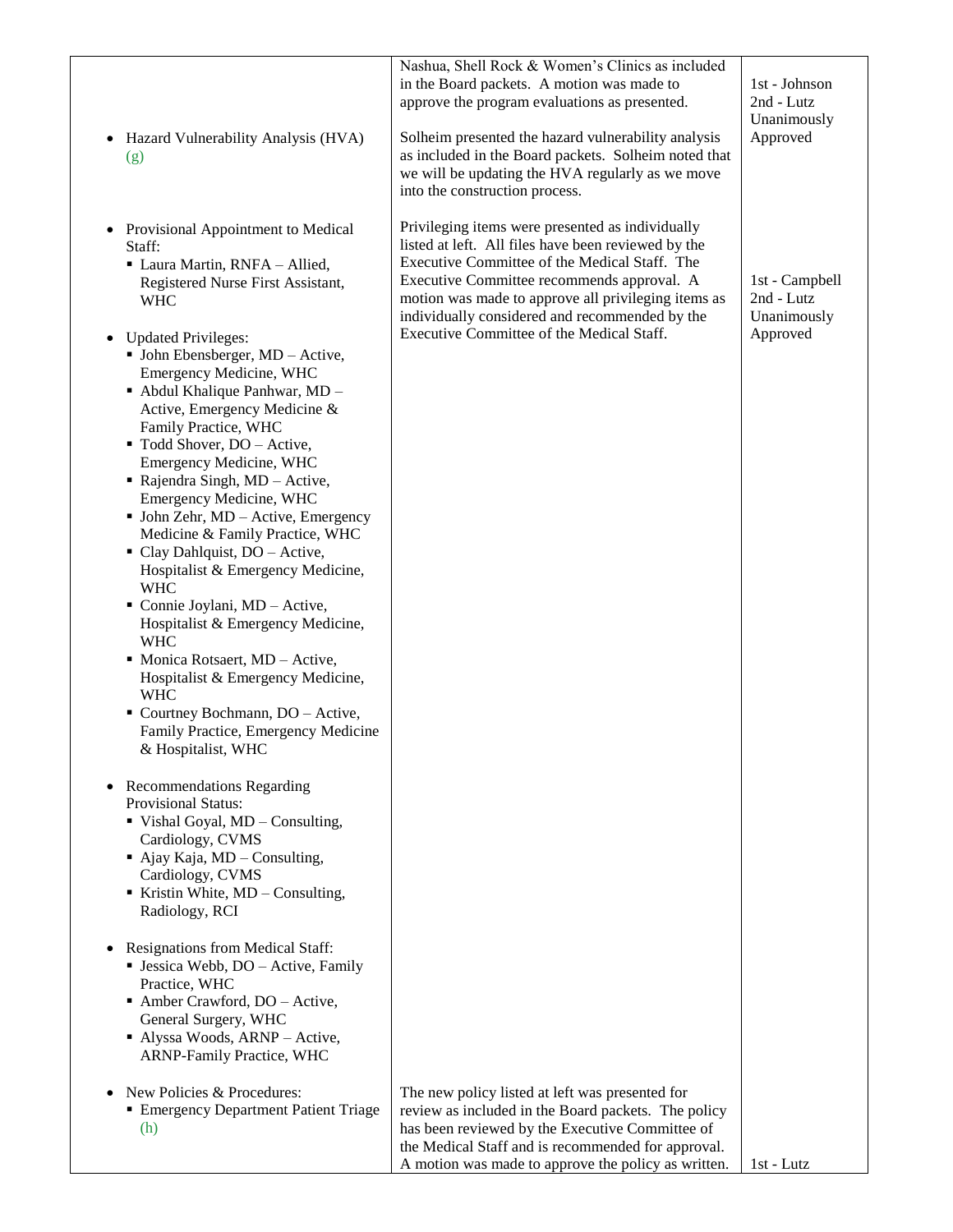| | | |
|---|---|---|
| | Nashua, Shell Rock & Women's Clinics as included in the Board packets. A motion was made to approve the program evaluations as presented. | 1st - Johnson<br>2nd - Lutz<br>Unanimously Approved |
| • Hazard Vulnerability Analysis (HVA) (g) | Solheim presented the hazard vulnerability analysis as included in the Board packets. Solheim noted that we will be updating the HVA regularly as we move into the construction process. | |
| • Provisional Appointment to Medical Staff:<br>▪ Laura Martin, RNFA – Allied, Registered Nurse First Assistant, WHC<br><br>• Updated Privileges:<br>▪ John Ebensberger, MD – Active, Emergency Medicine, WHC<br>▪ Abdul Khalique Panhwar, MD – Active, Emergency Medicine & Family Practice, WHC<br>▪ Todd Shover, DO – Active, Emergency Medicine, WHC<br>▪ Rajendra Singh, MD – Active, Emergency Medicine, WHC<br>▪ John Zehr, MD – Active, Emergency Medicine & Family Practice, WHC<br>▪ Clay Dahlquist, DO – Active, Hospitalist & Emergency Medicine, WHC<br>▪ Connie Joylani, MD – Active, Hospitalist & Emergency Medicine, WHC<br>▪ Monica Rotsaert, MD – Active, Hospitalist & Emergency Medicine, WHC<br>▪ Courtney Bochmann, DO – Active, Family Practice, Emergency Medicine & Hospitalist, WHC<br><br>• Recommendations Regarding Provisional Status:<br>▪ Vishal Goyal, MD – Consulting, Cardiology, CVMS<br>▪ Ajay Kaja, MD – Consulting, Cardiology, CVMS<br>▪ Kristin White, MD – Consulting, Radiology, RCI<br><br>• Resignations from Medical Staff:<br>▪ Jessica Webb, DO – Active, Family Practice, WHC<br>▪ Amber Crawford, DO – Active, General Surgery, WHC<br>▪ Alyssa Woods, ARNP – Active, ARNP-Family Practice, WHC | Privileging items were presented as individually listed at left. All files have been reviewed by the Executive Committee of the Medical Staff. The Executive Committee recommends approval. A motion was made to approve all privileging items as individually considered and recommended by the Executive Committee of the Medical Staff. | 1st - Campbell<br>2nd - Lutz<br>Unanimously Approved |
| • New Policies & Procedures:<br>▪ Emergency Department Patient Triage (h) | The new policy listed at left was presented for review as included in the Board packets. The policy has been reviewed by the Executive Committee of the Medical Staff and is recommended for approval. A motion was made to approve the policy as written. | 1st - Lutz |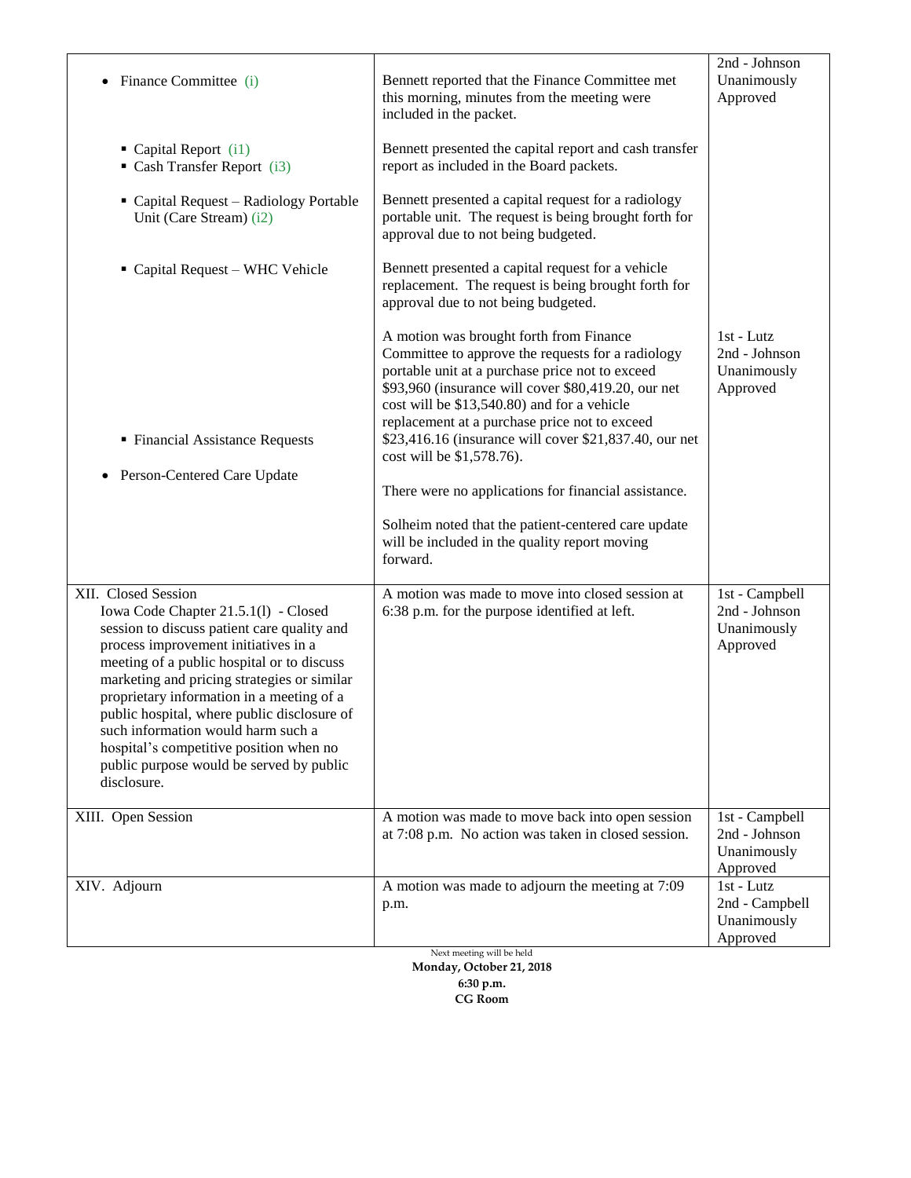| | | |
|---|---|---|
| • Finance Committee (i) | Bennett reported that the Finance Committee met this morning, minutes from the meeting were included in the packet. | 2nd - Johnson Unanimously Approved |
| ▪ Capital Report (i1)<br>▪ Cash Transfer Report (i3) | Bennett presented the capital report and cash transfer report as included in the Board packets. | |
| ▪ Capital Request – Radiology Portable Unit (Care Stream) (i2) | Bennett presented a capital request for a radiology portable unit. The request is being brought forth for approval due to not being budgeted. | |
| ▪ Capital Request – WHC Vehicle | Bennett presented a capital request for a vehicle replacement. The request is being brought forth for approval due to not being budgeted. | |
| | A motion was brought forth from Finance Committee to approve the requests for a radiology portable unit at a purchase price not to exceed $93,960 (insurance will cover $80,419.20, our net cost will be $13,540.80) and for a vehicle replacement at a purchase price not to exceed $23,416.16 (insurance will cover $21,837.40, our net cost will be $1,578.76). | 1st - Lutz<br>2nd - Johnson<br>Unanimously Approved |
| ▪ Financial Assistance Requests | There were no applications for financial assistance. | |
| • Person-Centered Care Update | Solheim noted that the patient-centered care update will be included in the quality report moving forward. | |
| XII. Closed Session<br>Iowa Code Chapter 21.5.1(l) - Closed session to discuss patient care quality and process improvement initiatives in a meeting of a public hospital or to discuss marketing and pricing strategies or similar proprietary information in a meeting of a public hospital, where public disclosure of such information would harm such a hospital's competitive position when no public purpose would be served by public disclosure. | A motion was made to move into closed session at 6:38 p.m. for the purpose identified at left. | 1st - Campbell<br>2nd - Johnson<br>Unanimously Approved |
| XIII. Open Session | A motion was made to move back into open session at 7:08 p.m. No action was taken in closed session. | 1st - Campbell<br>2nd - Johnson<br>Unanimously Approved |
| XIV. Adjourn | A motion was made to adjourn the meeting at 7:09 p.m. | 1st - Lutz<br>2nd - Campbell<br>Unanimously Approved |

Next meeting will be held
**Monday, October 21, 2018**
**6:30 p.m.**
**CG Room**